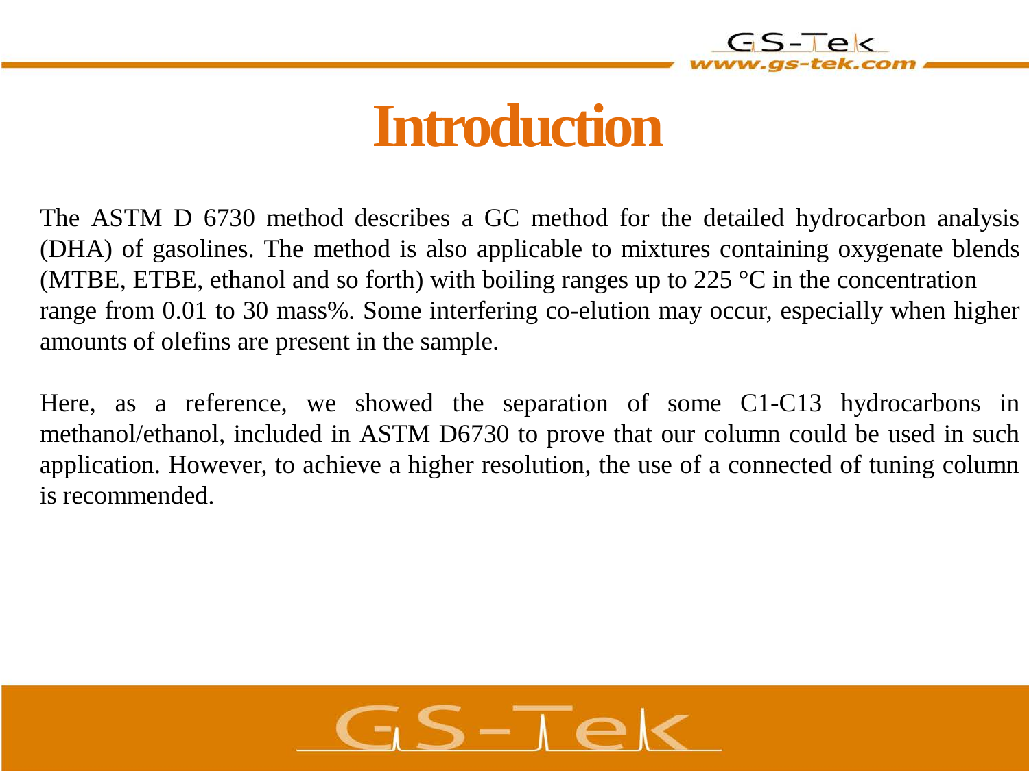# Introduction

The ASTM D 6730 method describes a GC method for the detailed hydrocarbon analysis (DHA) of gasolines. The method is also applicable to mixtures containing oxygenate blends (MTBE, ETBE, ethanol and so forth) with boiling ranges up to 225 °C in the concentration range from 0.01 to 30 mass%. Some interfering co-elution may occur, especially when higher amounts of olefins are present in the sample.

Here, as a reference, we showed the separation of some C1-C13 hydrocarbons in methanol/ethanol, included in ASTM D6730 to prove that our column could be used in such application. However, to achieve a higher resolution, the use of a connected of tuning column is recommended.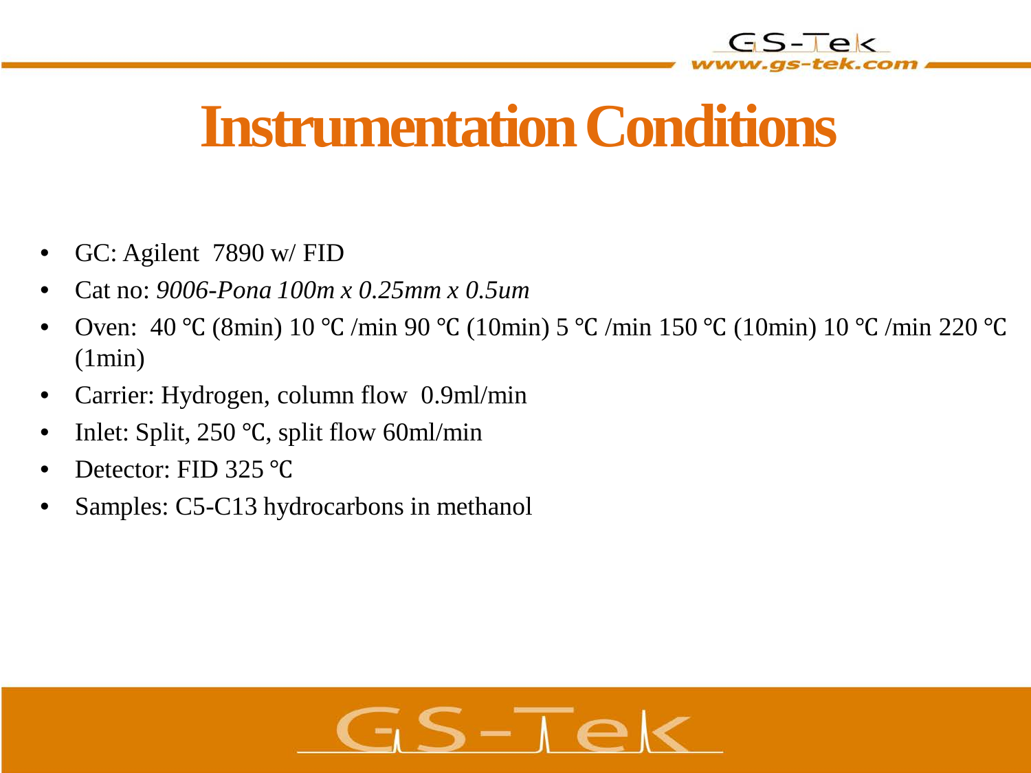# Instrumentation Conditions

- GC: Agilent 7890 w/ FID
- Cat no: *9006-Pona 100m x 0.25mm x 0.5um*
- Oven: 40 ℃ (8min) 10 ℃ /min 90 ℃ (10min) 5 ℃ /min 150 ℃ (10min) 10 ℃ /min 220 ℃ (1min)
- Carrier: Hydrogen, column flow 0.9ml/min
- Inlet: Split, 250 ℃, split flow 60ml/min
- Detector: FID 325 ℃
- Samples: C5-C13 hydrocarbons in methanol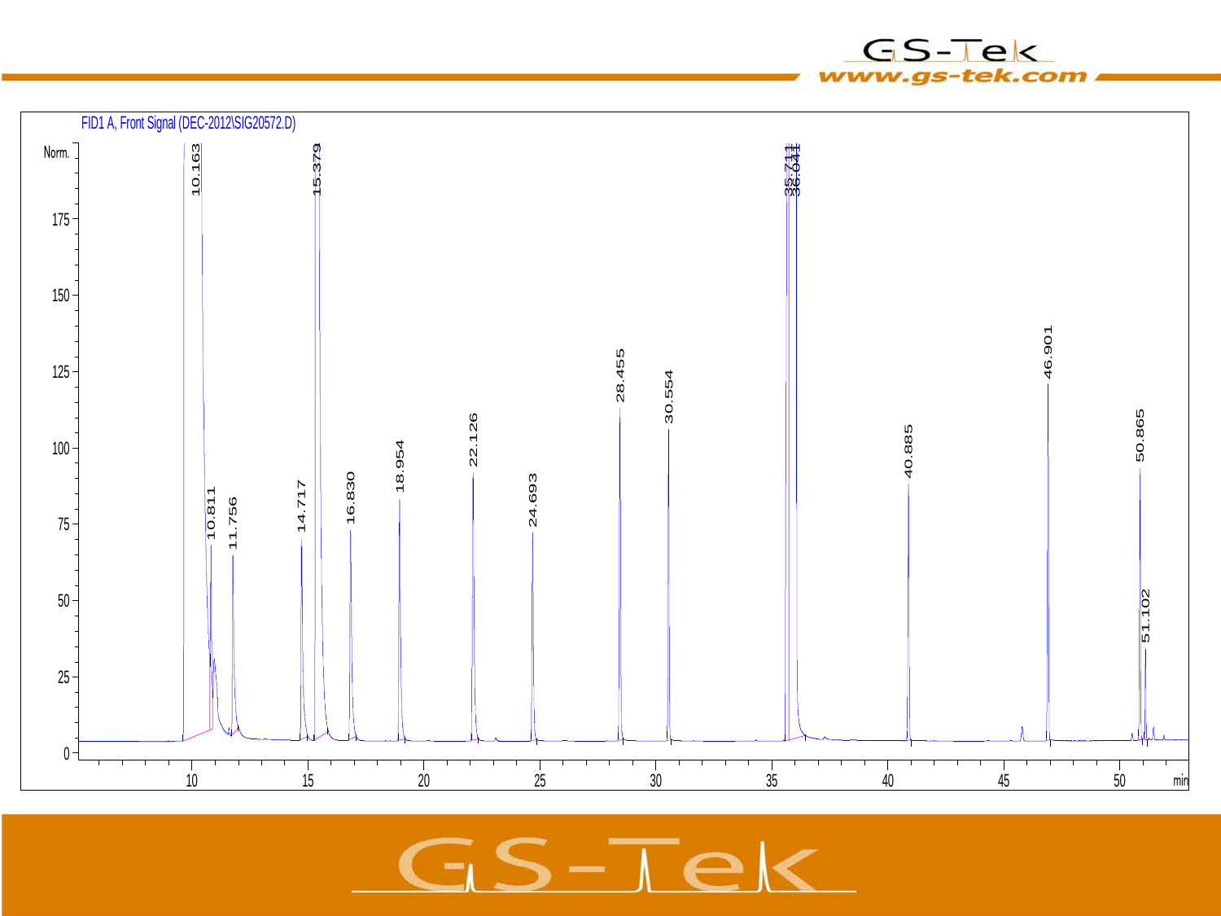FID1 A, Front Signal (DEC-2012\SIG20572.D)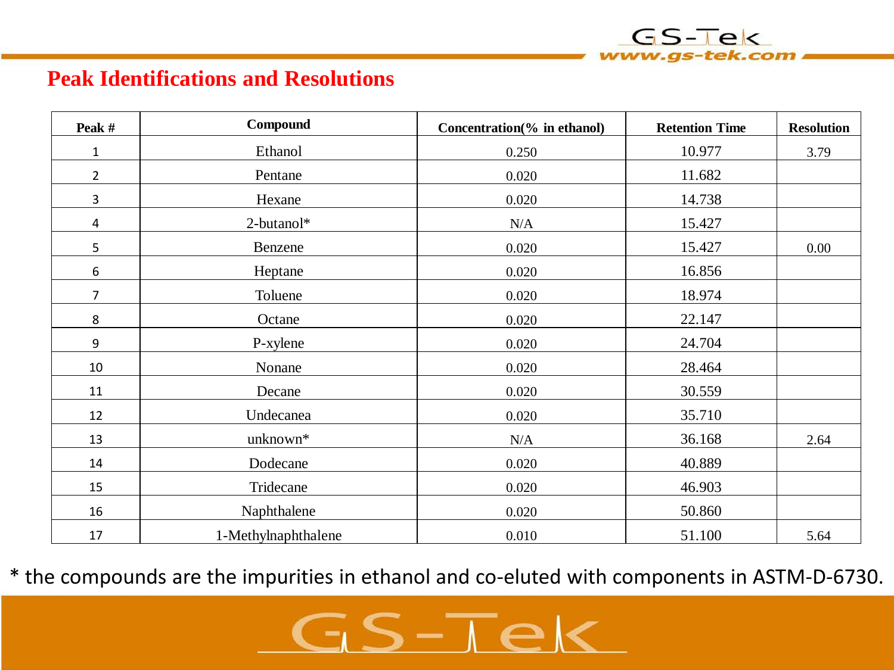## Peak Identifications and Resolutions

| Peak # | Compound | Concentration(% in ethanol) | Retention Time | Resolution |
|---|---|---|---|---|
| 1 | Ethanol | 0.250 | 10.977 | 3.79 |
| 2 | Pentane | 0.020 | 11.682 | |
| 3 | Hexane | 0.020 | 14.738 | |
| 4 | 2-butanol* | N/A | 15.427 | |
| 5 | Benzene | 0.020 | 15.427 | 0.00 |
| 6 | Heptane | 0.020 | 16.856 | |
| 7 | Toluene | 0.020 | 18.974 | |
| 8 | Octane | 0.020 | 22.147 | |
| 9 | P-xylene | 0.020 | 24.704 | |
| 10 | Nonane | 0.020 | 28.464 | |
| 11 | Decane | 0.020 | 30.559 | |
| 12 | Undecanea | 0.020 | 35.710 | |
| 13 | unknown* | N/A | 36.168 | 2.64 |
| 14 | Dodecane | 0.020 | 40.889 | |
| 15 | Tridecane | 0.020 | 46.903 | |
| 16 | Naphthalene | 0.020 | 50.860 | |
| 17 | 1-Methylnaphthalene | 0.010 | 51.100 | 5.64 |

* the compounds are the impurities in ethanol and co-eluted with components in ASTM-D-6730.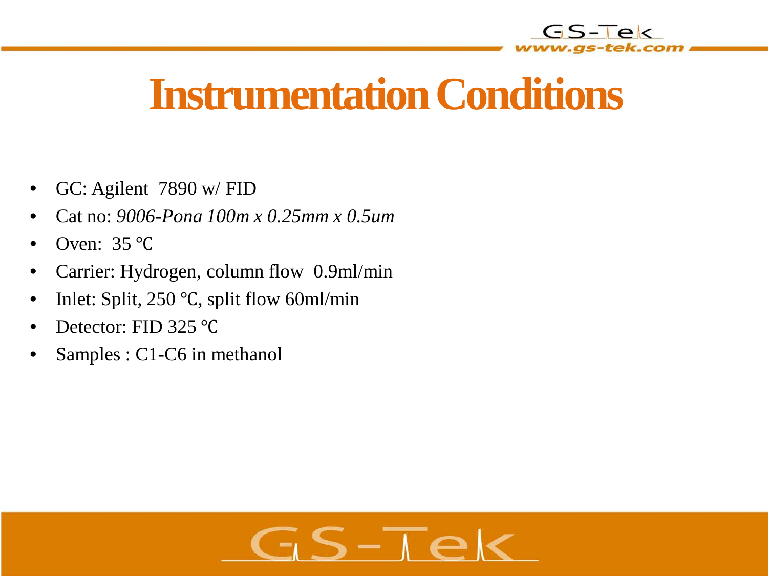# Instrumentation Conditions

- GC: Agilent 7890 w/ FID
- Cat no: *9006-Pona 100m x 0.25mm x 0.5um*
- Oven: 35 ℃
- Carrier: Hydrogen, column flow 0.9ml/min
- Inlet: Split, 250 ℃, split flow 60ml/min
- Detector: FID 325 ℃
- Samples : C1-C6 in methanol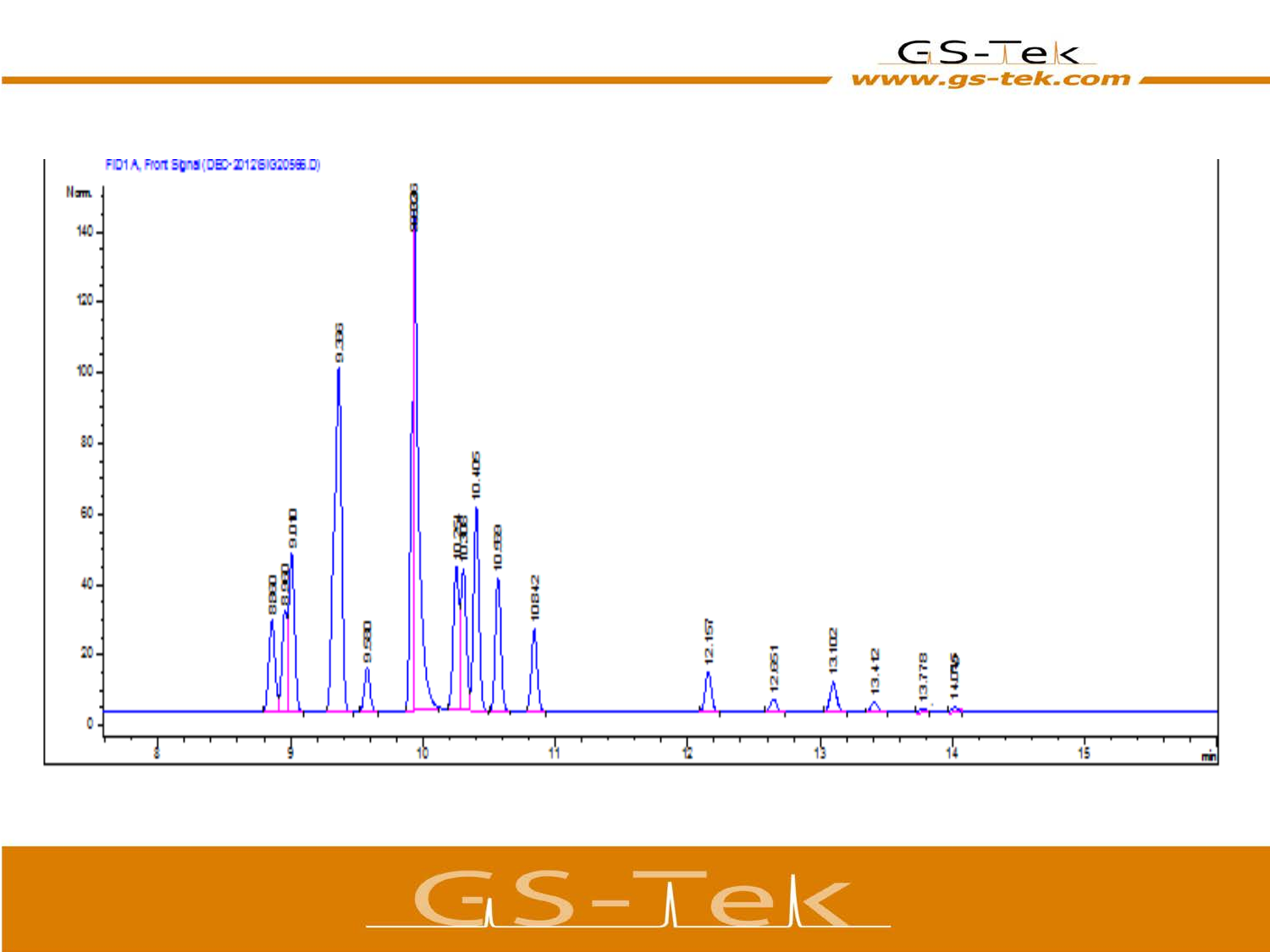FID1 A, Front Signal (DEC-2012\SIG20566.D)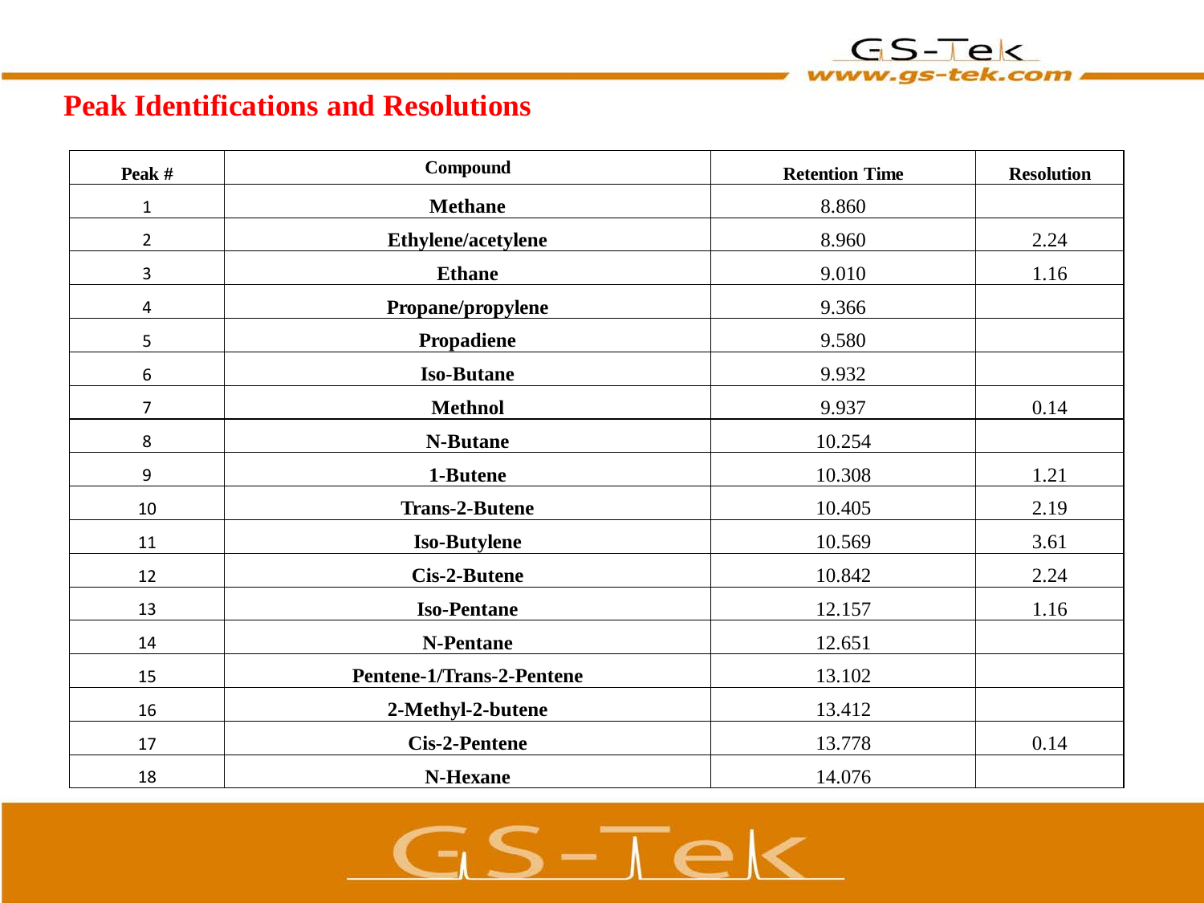## Peak Identifications and Resolutions

| Peak # | Compound | Retention Time | Resolution |
|---|---|---|---|
| 1 | **Methane** | 8.860 | |
| 2 | **Ethylene/acetylene** | 8.960 | 2.24 |
| 3 | **Ethane** | 9.010 | 1.16 |
| 4 | **Propane/propylene** | 9.366 | |
| 5 | **Propadiene** | 9.580 | |
| 6 | **Iso-Butane** | 9.932 | |
| 7 | **Methnol** | 9.937 | 0.14 |
| 8 | **N-Butane** | 10.254 | |
| 9 | **1-Butene** | 10.308 | 1.21 |
| 10 | **Trans-2-Butene** | 10.405 | 2.19 |
| 11 | **Iso-Butylene** | 10.569 | 3.61 |
| 12 | **Cis-2-Butene** | 10.842 | 2.24 |
| 13 | **Iso-Pentane** | 12.157 | 1.16 |
| 14 | **N-Pentane** | 12.651 | |
| 15 | **Pentene-1/Trans-2-Pentene** | 13.102 | |
| 16 | **2-Methyl-2-butene** | 13.412 | |
| 17 | **Cis-2-Pentene** | 13.778 | 0.14 |
| 18 | **N-Hexane** | 14.076 | |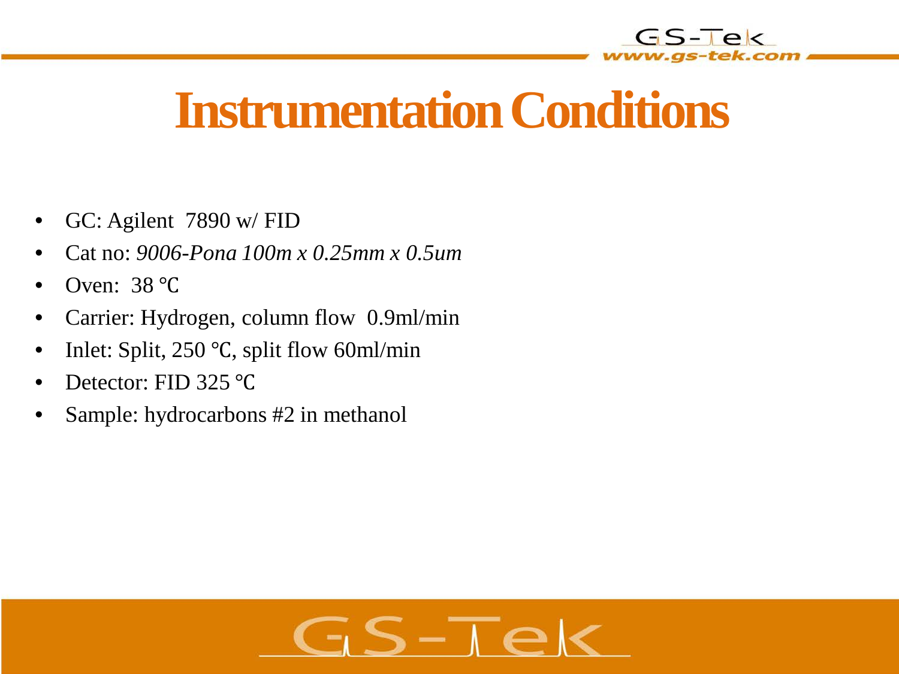# Instrumentation Conditions

- GC: Agilent 7890 w/ FID
- Cat no: *9006-Pona 100m x 0.25mm x 0.5um*
- Oven: 38 ℃
- Carrier: Hydrogen, column flow 0.9ml/min
- Inlet: Split, 250 ℃, split flow 60ml/min
- Detector: FID 325 ℃
- Sample: hydrocarbons #2 in methanol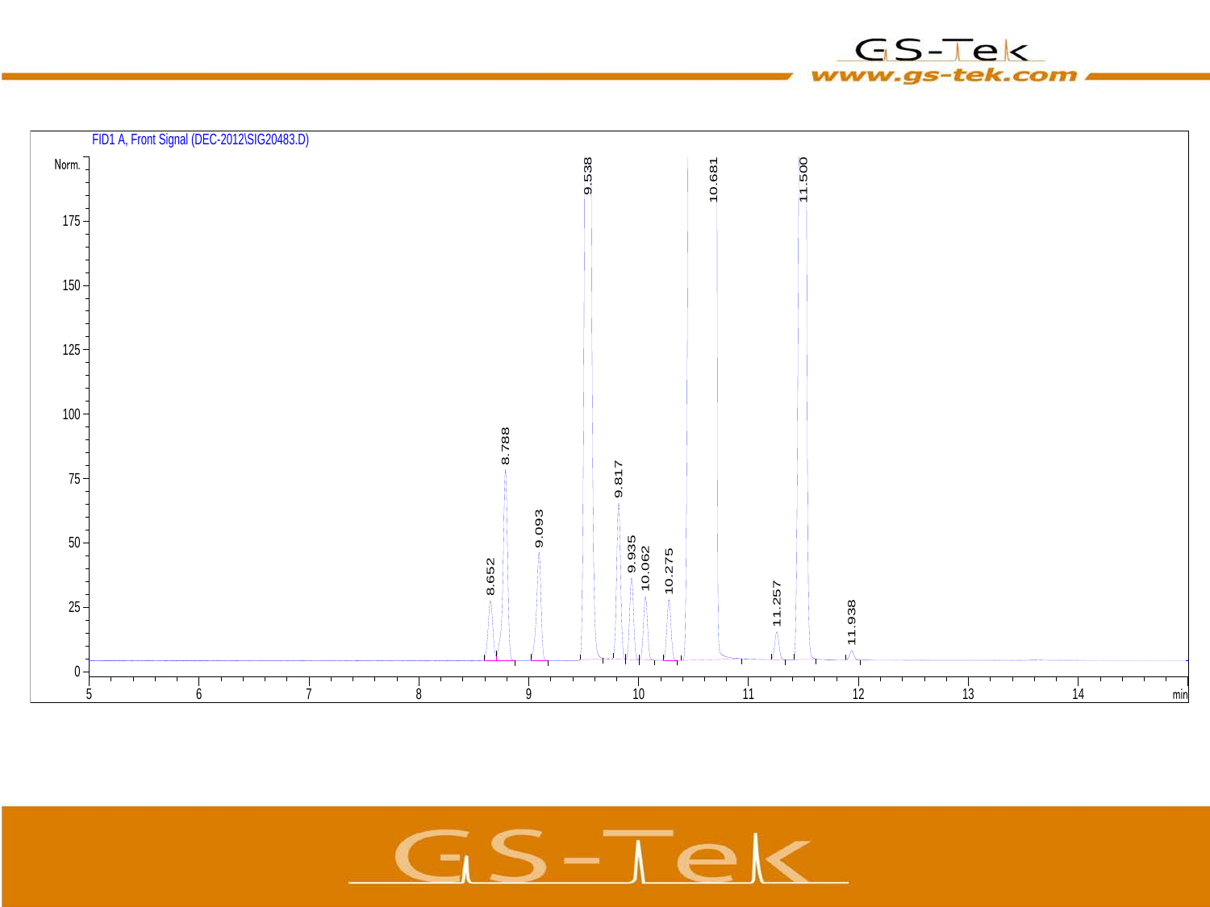FID1 A, Front Signal (DEC-2012\SIG20483.D)

Norm.

175 150 125 100 75 50 25 0

8.652 8.788 9.093 9.538 9.817 9.935 10.062 10.275 10.681 11.257 11.500 11.938

5 6 7 8 9 10 11 12 13 14 min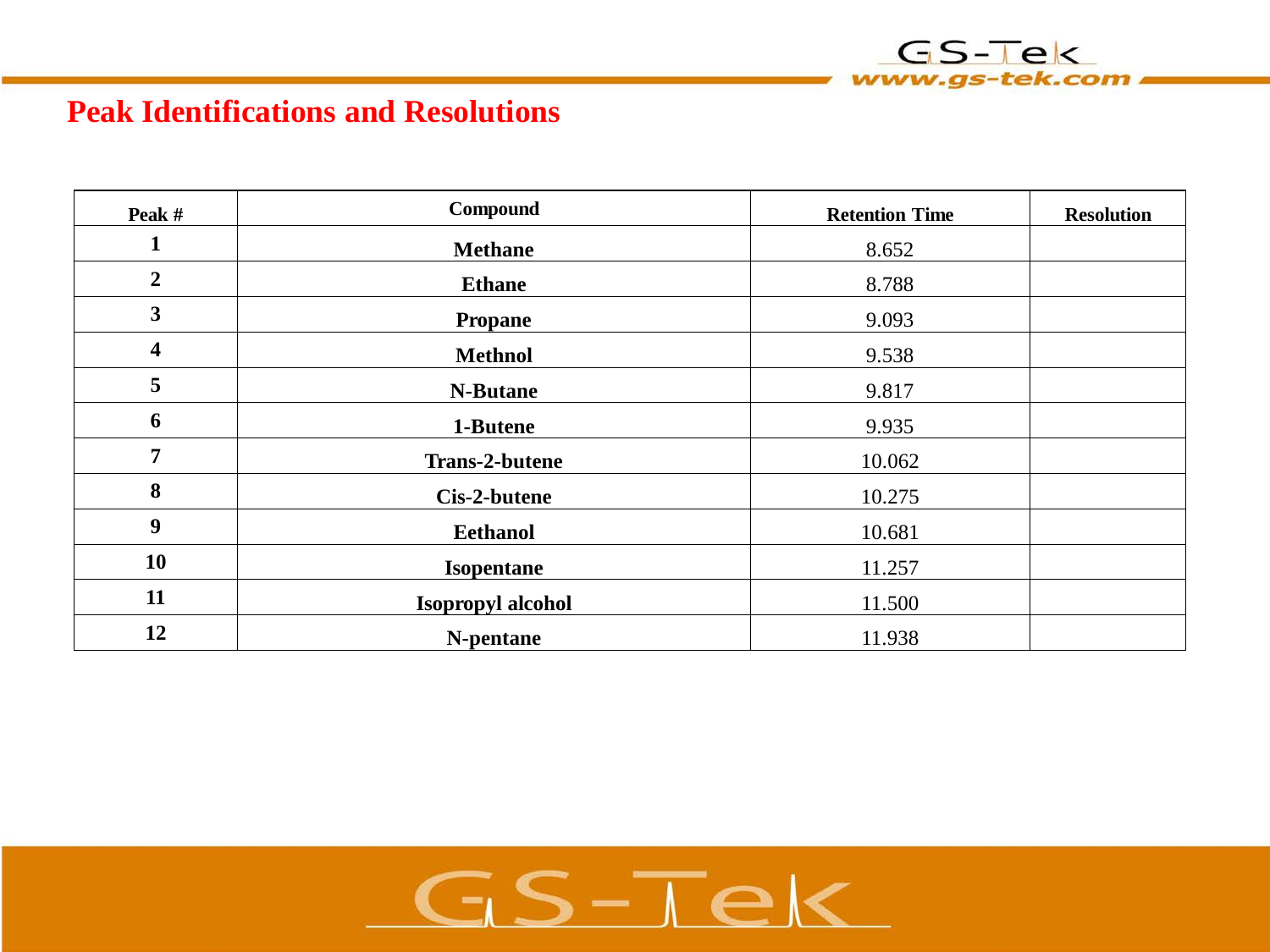# Peak Identifications and Resolutions

| Peak # | Compound | Retention Time | Resolution |
|---|---|---|---|
| **1** | **Methane** | 8.652 | |
| **2** | **Ethane** | 8.788 | |
| **3** | **Propane** | 9.093 | |
| **4** | **Methnol** | 9.538 | |
| **5** | **N-Butane** | 9.817 | |
| **6** | **1-Butene** | 9.935 | |
| **7** | **Trans-2-butene** | 10.062 | |
| **8** | **Cis-2-butene** | 10.275 | |
| **9** | **Eethanol** | 10.681 | |
| **10** | **Isopentane** | 11.257 | |
| **11** | **Isopropyl alcohol** | 11.500 | |
| **12** | **N-pentane** | 11.938 | |